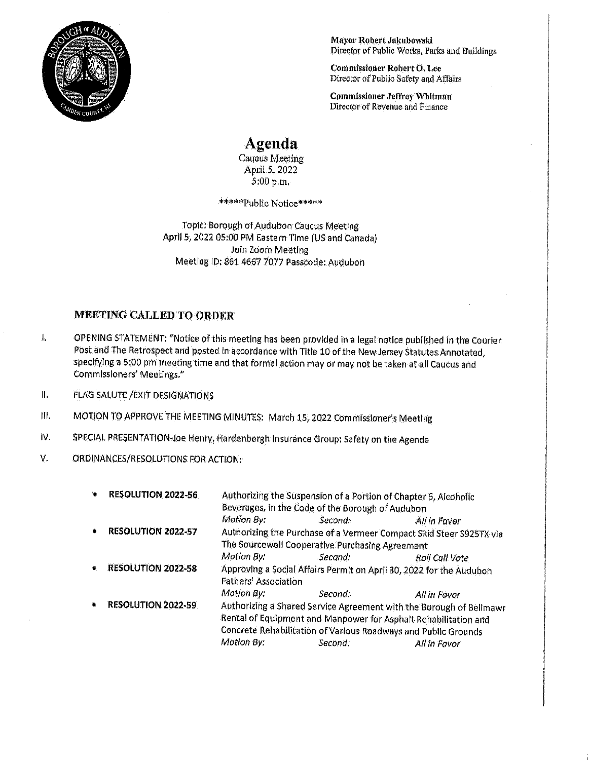**Mayor Robert Jakubowski**
Director of Public Works, Parks and Buildings

**Commissioner Robert O. Lee**
Director of Public Safety and Affairs

**Commissioner Jeffrey Whitman**
Director of Revenue and Finance

# Agenda

Caucus Meeting
April 5, 2022
5:00 p.m.

*****Public Notice*****

Topic: Borough of Audubon Caucus Meeting
April 5, 2022 05:00 PM Eastern Time (US and Canada)
Join Zoom Meeting
Meeting ID: 861 4667 7077 Passcode: Audubon

## MEETING CALLED TO ORDER

I. OPENING STATEMENT: "Notice of this meeting has been provided in a legal notice published in the Courier Post and The Retrospect and posted in accordance with Title 10 of the New Jersey Statutes Annotated, specifying a 5:00 pm meeting time and that formal action may or may not be taken at all Caucus and Commissioners' Meetings."

II. FLAG SALUTE /EXIT DESIGNATIONS

III. MOTION TO APPROVE THE MEETING MINUTES: March 15, 2022 Commissioner's Meeting

IV. SPECIAL PRESENTATION-Joe Henry, Hardenbergh Insurance Group: Safety on the Agenda

V. ORDINANCES/RESOLUTIONS FOR ACTION:

- **RESOLUTION 2022-56** Authorizing the Suspension of a Portion of Chapter 6, Alcoholic Beverages, in the Code of the Borough of Audubon
  *Motion By:* *Second:* *All in Favor*
- **RESOLUTION 2022-57** Authorizing the Purchase of a Vermeer Compact Skid Steer S925TX via The Sourcewell Cooperative Purchasing Agreement
  *Motion By:* *Second:* *Roll Call Vote*
- **RESOLUTION 2022-58** Approving a Social Affairs Permit on April 30, 2022 for the Audubon Fathers' Association
  *Motion By:* *Second:* *All in Favor*
- **RESOLUTION 2022-59** Authorizing a Shared Service Agreement with the Borough of Bellmawr Rental of Equipment and Manpower for Asphalt Rehabilitation and Concrete Rehabilitation of Various Roadways and Public Grounds
  *Motion By:* *Second:* *All in Favor*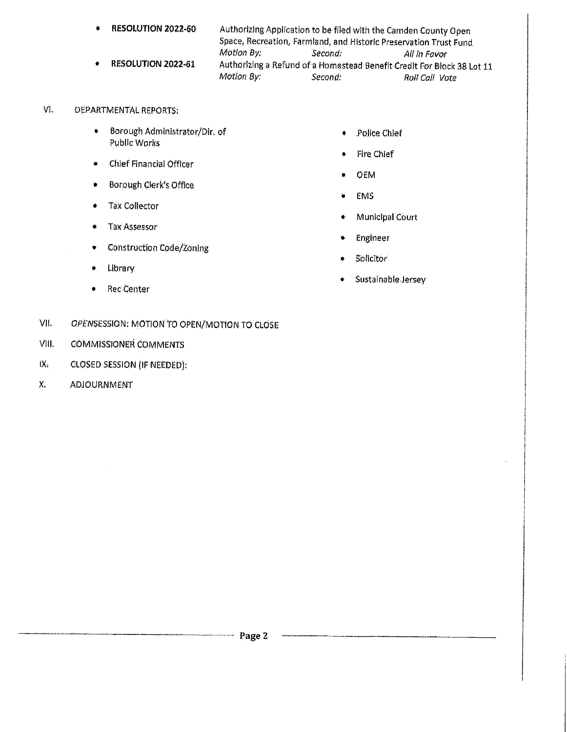- **RESOLUTION 2022-60** Authorizing Application to be filed with the Camden County Open Space, Recreation, Farmland, and Historic Preservation Trust Fund
  *Motion By:* *Second:* *All In Favor*
- **RESOLUTION 2022-61** Authorizing a Refund of a Homestead Benefit Credit For Block 38 Lot 11
  *Motion By:* *Second:* *Roll Call Vote*

VI. DEPARTMENTAL REPORTS:

- Borough Administrator/Dir. of Public Works
- Chief Financial Officer
- Borough Clerk's Office
- Tax Collector
- Tax Assessor
- Construction Code/Zoning
- Library
- Rec Center
- Police Chief
- Fire Chief
- OEM
- EMS
- Municipal Court
- Engineer
- Solicitor
- Sustainable Jersey

VII. *OPEN*SESSION: MOTION TO OPEN/MOTION TO CLOSE

VIII. COMMISSIONER COMMENTS

IX. CLOSED SESSION (IF NEEDED):

X. ADJOURNMENT